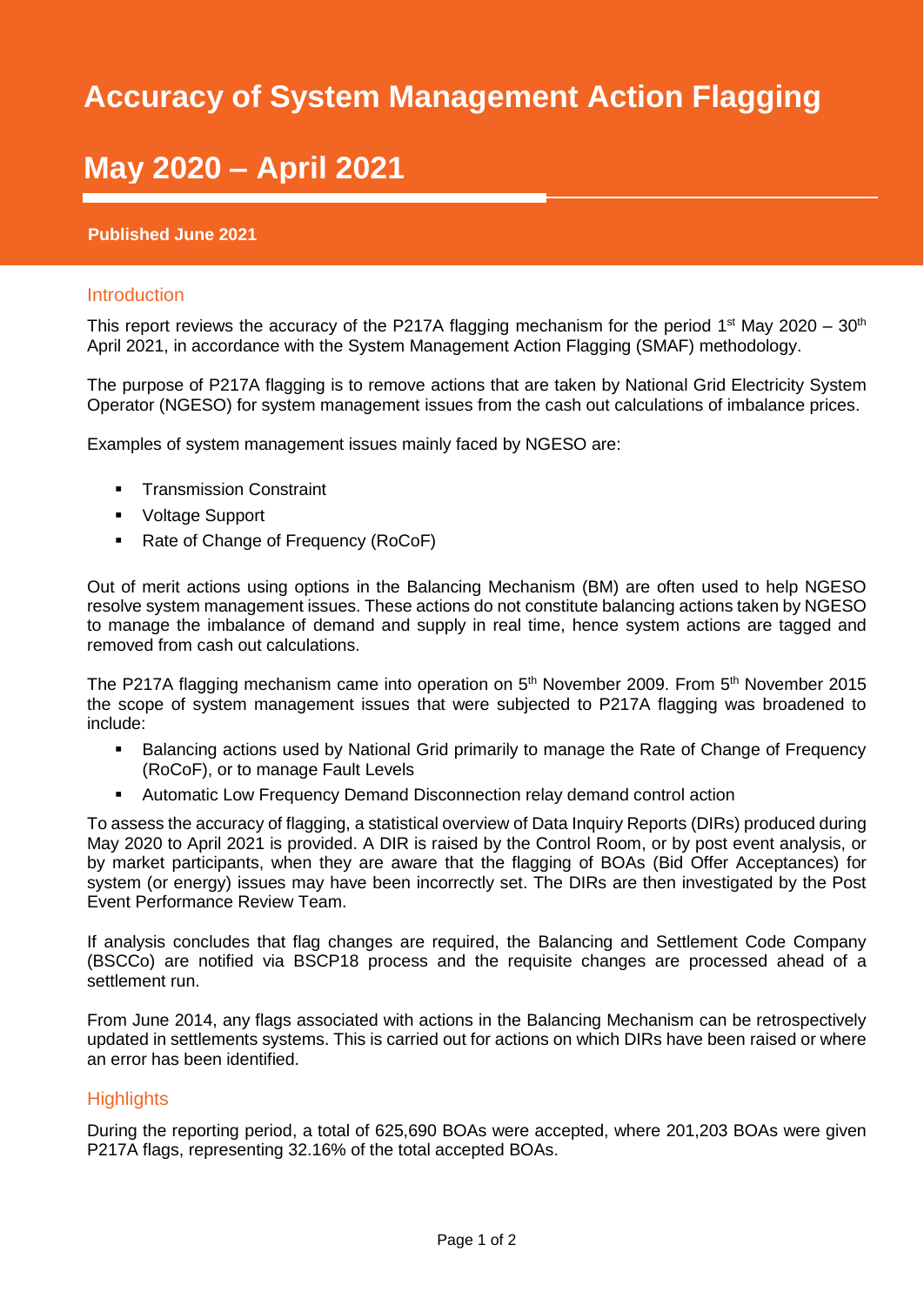# Accuracy of System Management Action Flagging

## May 2020 – April 2021

**Published June 2021**

### Introduction

This report reviews the accuracy of the P217A flagging mechanism for the period 1st May 2020 – 30th April 2021, in accordance with the System Management Action Flagging (SMAF) methodology.

The purpose of P217A flagging is to remove actions that are taken by National Grid Electricity System Operator (NGESO) for system management issues from the cash out calculations of imbalance prices.

Examples of system management issues mainly faced by NGESO are:

- Transmission Constraint
- Voltage Support
- Rate of Change of Frequency (RoCoF)

Out of merit actions using options in the Balancing Mechanism (BM) are often used to help NGESO resolve system management issues. These actions do not constitute balancing actions taken by NGESO to manage the imbalance of demand and supply in real time, hence system actions are tagged and removed from cash out calculations.

The P217A flagging mechanism came into operation on 5th November 2009. From 5th November 2015 the scope of system management issues that were subjected to P217A flagging was broadened to include:

- Balancing actions used by National Grid primarily to manage the Rate of Change of Frequency (RoCoF), or to manage Fault Levels
- Automatic Low Frequency Demand Disconnection relay demand control action

To assess the accuracy of flagging, a statistical overview of Data Inquiry Reports (DIRs) produced during May 2020 to April 2021 is provided. A DIR is raised by the Control Room, or by post event analysis, or by market participants, when they are aware that the flagging of BOAs (Bid Offer Acceptances) for system (or energy) issues may have been incorrectly set. The DIRs are then investigated by the Post Event Performance Review Team.

If analysis concludes that flag changes are required, the Balancing and Settlement Code Company (BSCCo) are notified via BSCP18 process and the requisite changes are processed ahead of a settlement run.

From June 2014, any flags associated with actions in the Balancing Mechanism can be retrospectively updated in settlements systems. This is carried out for actions on which DIRs have been raised or where an error has been identified.

### Highlights

During the reporting period, a total of 625,690 BOAs were accepted, where 201,203 BOAs were given P217A flags, representing 32.16% of the total accepted BOAs.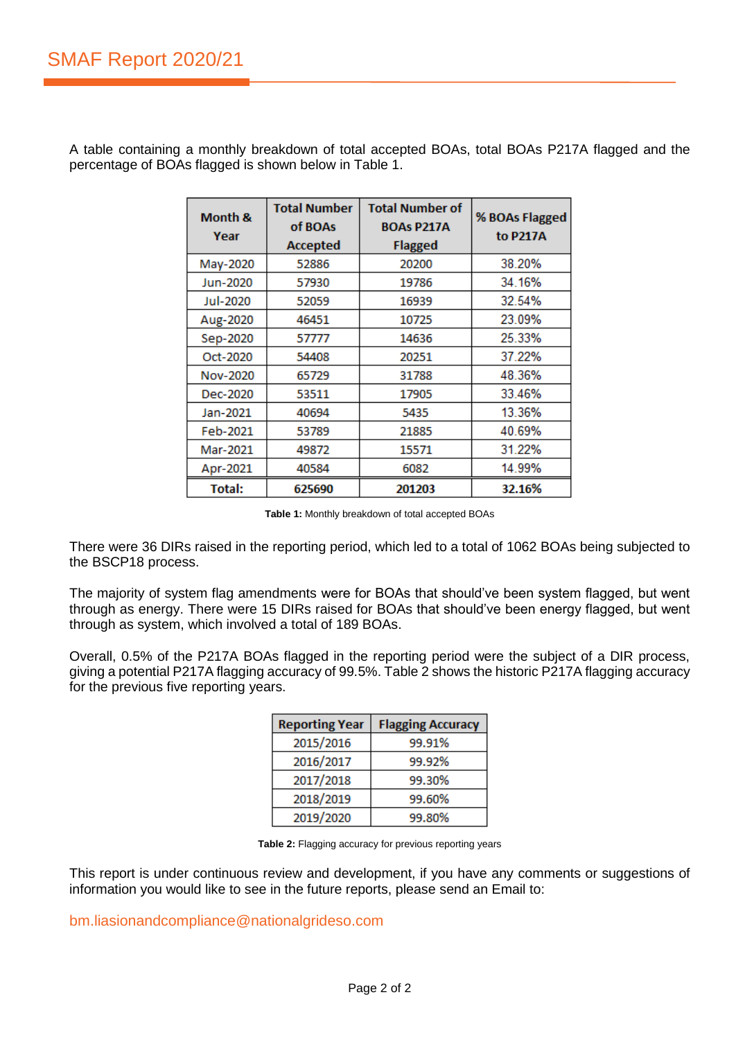A table containing a monthly breakdown of total accepted BOAs, total BOAs P217A flagged and the percentage of BOAs flagged is shown below in Table 1.

| Month & Year | Total Number of BOAs Accepted | Total Number of BOAs P217A Flagged | % BOAs Flagged to P217A |
|---|---|---|---|
| May-2020 | 52886 | 20200 | 38.20% |
| Jun-2020 | 57930 | 19786 | 34.16% |
| Jul-2020 | 52059 | 16939 | 32.54% |
| Aug-2020 | 46451 | 10725 | 23.09% |
| Sep-2020 | 57777 | 14636 | 25.33% |
| Oct-2020 | 54408 | 20251 | 37.22% |
| Nov-2020 | 65729 | 31788 | 48.36% |
| Dec-2020 | 53511 | 17905 | 33.46% |
| Jan-2021 | 40694 | 5435 | 13.36% |
| Feb-2021 | 53789 | 21885 | 40.69% |
| Mar-2021 | 49872 | 15571 | 31.22% |
| Apr-2021 | 40584 | 6082 | 14.99% |
| **Total:** | **625690** | **201203** | **32.16%** |

**Table 1:** Monthly breakdown of total accepted BOAs

There were 36 DIRs raised in the reporting period, which led to a total of 1062 BOAs being subjected to the BSCP18 process.

The majority of system flag amendments were for BOAs that should've been system flagged, but went through as energy. There were 15 DIRs raised for BOAs that should've been energy flagged, but went through as system, which involved a total of 189 BOAs.

Overall, 0.5% of the P217A BOAs flagged in the reporting period were the subject of a DIR process, giving a potential P217A flagging accuracy of 99.5%. Table 2 shows the historic P217A flagging accuracy for the previous five reporting years.

| Reporting Year | Flagging Accuracy |
|---|---|
| 2015/2016 | 99.91% |
| 2016/2017 | 99.92% |
| 2017/2018 | 99.30% |
| 2018/2019 | 99.60% |
| 2019/2020 | 99.80% |

**Table 2:** Flagging accuracy for previous reporting years

This report is under continuous review and development, if you have any comments or suggestions of information you would like to see in the future reports, please send an Email to:

bm.liasionandcompliance@nationalgrideso.com